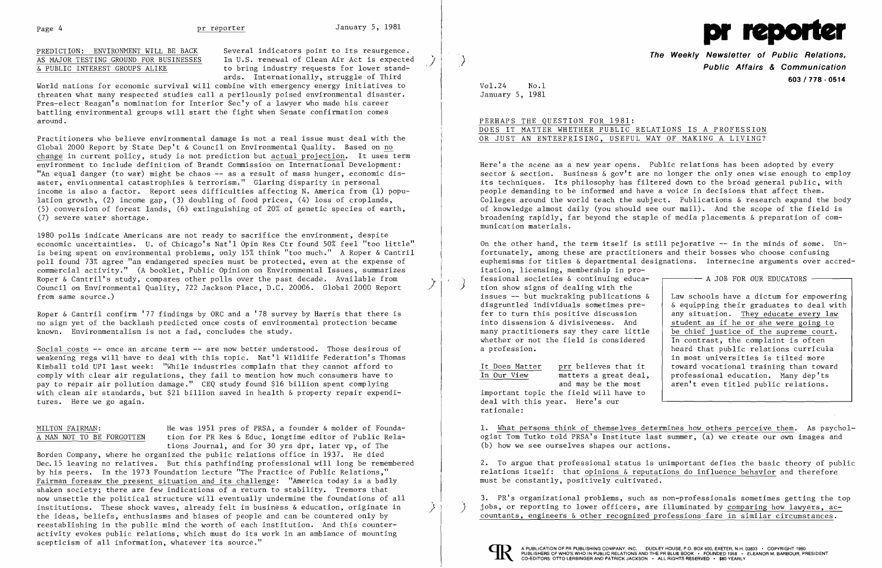PREDICTION: ENVIRONMENT WILL BE BACK AS MAJOR TESTING GROUND FOR BUSINESSES & PUBLIC INTEREST GROUPS ALIKE

Several indicators point to its resurgence. In U.S. renewal of Clean Air Act is expected to bring industry requests for lower standards. Internationally, struggle of Third World nations for economic survival will combine with emergency energy initiatives to threaten what many respected studies call a perilously poised environmental disaster. Pres-elect Reagan's nomination for Interior Sec'y of a lawyer who made his career battling environmental groups will start the fight when Senate confirmation comes around.

Practitioners who believe environmental damage is not a real issue must deal with the Global 2000 Report by State Dep't & Council on Environmental Quality. Based on no change in current policy, study is not prediction but actual projection. It uses term environment to include definition of Brandt Commission on International Development: "An equal danger (to war) might be chaos -- as a result of mass hunger, economic disaster, environmental catastrophies & terrorism." Glaring disparity in personal income is also a factor. Report sees difficulties affecting N. America from (1) population growth, (2) income gap, (3) doubling of food prices, (4) loss of croplands, (5) conversion of forest lands, (6) extinguishing of 20% of genetic species of earth, (7) severe water shortage.

1980 polls indicate Americans are not ready to sacrifice the environment, despite economic uncertainties. U. of Chicago's Nat'l Opin Res Ctr found 50% feel "too little" is being spent on environmental problems, only 15% think "too much." A Roper & Cantril poll found 73% agree "an endangered species must be protected, even at the expense of commercial activity." (A booklet, Public Opinion on Environmental Issues, summarizes Roper & Cantril's study, compares other polls over the past decade. Available from Council on Environmental Quality, 722 Jackson Place, D.C. 20006. Global 2000 Report from same source.)

Roper & Cantril confirm '77 findings by ORC and a '78 survey by Harris that there is no sign yet of the backlash predicted once costs of environmental protection became known. Environmentalism is not a fad, concludes the study.

Social costs -- once an arcane term -- are now better understood. Those desirous of weakening regs will have to deal with this topic. Nat'l Wildlife Federation's Thomas Kimball told UPI last week: "While industries complain that they cannot afford to comply with clear air regulations, they fail to mention how much consumers have to pay to repair air pollution damage." CEQ study found $16 billion spent complying with clean air standards, but $21 billion saved in health & property repair expenditures. Here we go again.

MILTON FAIRMAN: A MAN NOT TO BE FORGOTTEN

He was 1951 pres of PRSA, a founder & molder of Foundation for PR Res & Educ, longtime editor of Public Relations Journal, and for 30 yrs dpr, later vp, of The Borden Company, where he organized the public relations office in 1937. He died Dec.15 leaving no relatives. But this pathfinding professional will long be remembered by his peers. In the 1973 Foundation Lecture "The Practice of Public Relations," Fairman foresaw the present situation and its challenge: "America today is a badly shaken society; there are few indications of a return to stability. Tremors that now unsettle the political structure will eventually undermine the foundations of all institutions. These shock waves, already felt in business & education, originate in the ideas, beliefs, enthusiasms and biases of people and can be countered only by reestablishing in the public mind the worth of each institution. And this counteractivity evokes public relations, which must do its work in an ambiance of mounting scepticism of all information, whatever its source."

# pr reporter

**The Weekly Newsletter of Public Relations, Public Affairs & Communication**

603 / 778 - 0514

Vol.24 No.1
January 5, 1981

## PERHAPS THE QUESTION FOR 1981: DOES IT MATTER WHETHER PUBLIC RELATIONS IS A PROFESSION OR JUST AN ENTERPRISING, USEFUL WAY OF MAKING A LIVING?

Here's the scene as a new year opens. Public relations has been adopted by every sector & section. Business & gov't are no longer the only ones wise enough to employ its techniques. Its philosophy has filtered down to the broad general public, with people demanding to be informed and have a voice in decisions that affect them. Colleges around the world teach the subject. Publications & research expand the body of knowledge almost daily (you should see our mail). And the scope of the field is broadening rapidly, far beyond the staple of media placements & preparation of communication materials.

On the other hand, the term itself is still pejorative -- in the minds of some. Unfortunately, among these are practitioners and their bosses who choose confusing euphemisms for titles & departmental designations. Internecine arguments over accreditation, licensing, membership in professional societies & continuing education show signs of dealing with the issues -- but muckraking publications & disgruntled individuals sometimes prefer to turn this positive discussion into dissension & divisiveness. And many practitioners say they care little whether or not the field is considered a profession.

> **A JOB FOR OUR EDUCATORS**
>
> Law schools have a dictum for empowering & equipping their graduates to deal with any situation. They educate every law student as if he or she were going to be chief justice of the supreme court. In contrast, the complaint is often heard that public relations curricula in most universities is tilted more toward vocational training than toward professional education. Many dep'ts aren't even titled public relations.

It Does Matter In Our View — prr believes that it matters a great deal, and may be the most important topic the field will have to deal with this year. Here's our rationale:

1. What persons think of themselves determines how others perceive them. As psychologist Tom Tutko told PRSA's Institute last summer, (a) we create our own images and (b) how we see ourselves shapes our actions.

2. To argue that professional status is unimportant defies the basic theory of public relations itself: that opinions & reputations do influence behavior and therefore must be constantly, positively cultivated.

3. PR's organizational problems, such as non-professionals sometimes getting the top jobs, or reporting to lower officers, are illuminated by comparing how lawyers, accountants, engineers & other recognized professions fare in similar circumstances.

A PUBLICATION OF PR PUBLISHING COMPANY, INC. DUDLEY HOUSE, P.O. BOX 600, EXETER, N.H. 03833 • COPYRIGHT 1980 PUBLISHERS OF WHO'S WHO IN PUBLIC RELATIONS AND THE PR BLUE BOOK • FOUNDED 1958 • ELEANOR M. BARBOUR, PRESIDENT CO-EDITORS: OTTO LERBINGER AND PATRICK JACKSON • ALL RIGHTS RESERVED • $80 YEARLY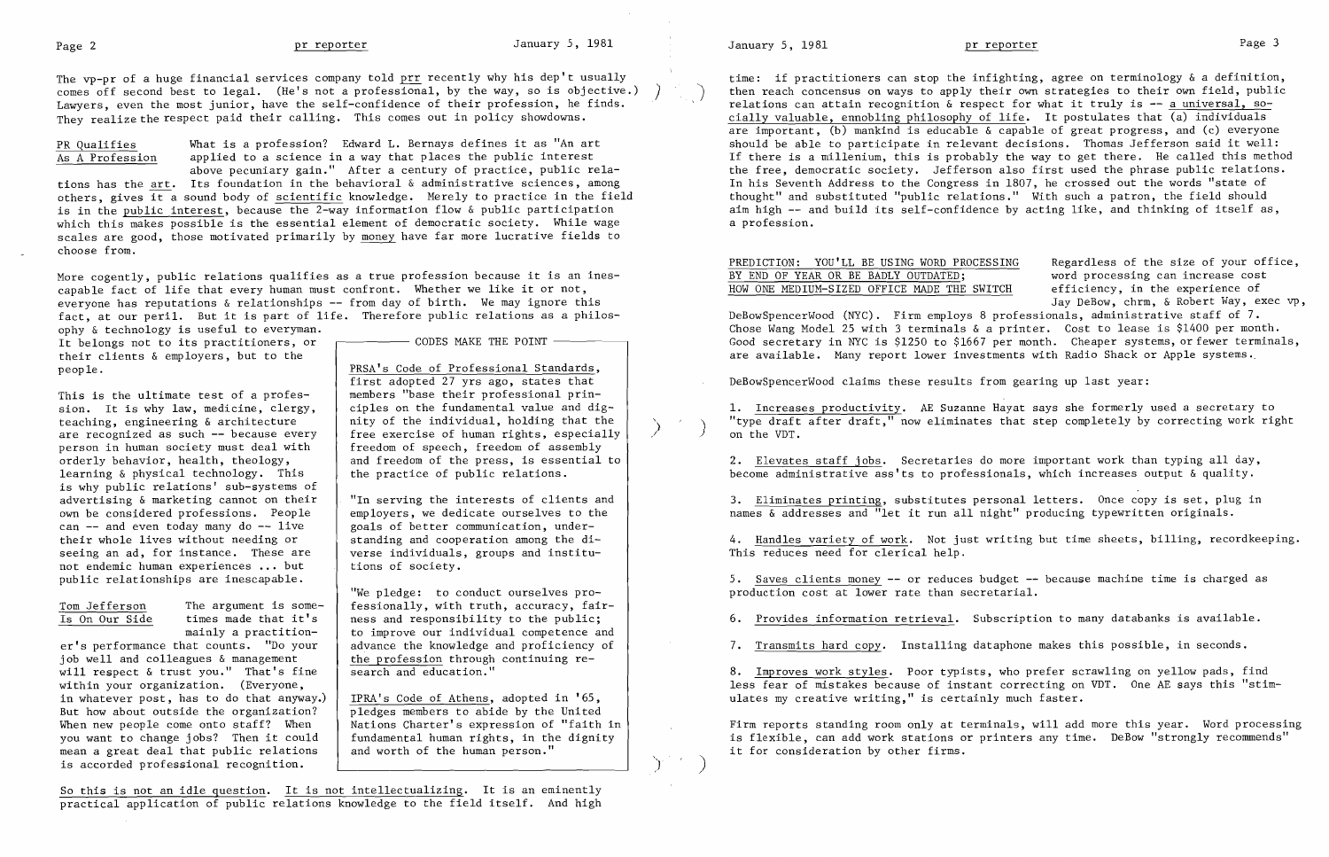The vp-pr of a huge financial services company told prr recently why his dep't usually comes off second best to legal. (He's not a professional, by the way, so is objective.) Lawyers, even the most junior, have the self-confidence of their profession, he finds. They realize the respect paid their calling. This comes out in policy showdowns.

**PR Qualifies As A Profession**

What is a profession? Edward L. Bernays defines it as "An art applied to a science in a way that places the public interest above pecuniary gain." After a century of practice, public relations has the art. Its foundation in the behavioral & administrative sciences, among others, gives it a sound body of scientific knowledge. Merely to practice in the field is in the public interest, because the 2-way information flow & public participation which this makes possible is the essential element of democratic society. While wage scales are good, those motivated primarily by money have far more lucrative fields to choose from.

More cogently, public relations qualifies as a true profession because it is an inescapable fact of life that every human must confront. Whether we like it or not, everyone has reputations & relationships -- from day of birth. We may ignore this fact, at our peril. But it is part of life. Therefore public relations as a philosophy & technology is useful to everyman. It belongs not to its practitioners, or their clients & employers, but to the people.

This is the ultimate test of a profession. It is why law, medicine, clergy, teaching, engineering & architecture are recognized as such -- because every person in human society must deal with orderly behavior, health, theology, learning & physical technology. This is why public relations' sub-systems of advertising & marketing cannot on their own be considered professions. People can -- and even today many do -- live their whole lives without needing or seeing an ad, for instance. These are not endemic human experiences ... but public relationships are inescapable.

**Tom Jefferson Is On Our Side**

The argument is sometimes made that it's mainly a practitioner's performance that counts. "Do your job well and colleagues & management will respect & trust you." That's fine within your organization. (Everyone, in whatever post, has to do that anyway.) But how about outside the organization? When new people come onto staff? When you want to change jobs? Then it could mean a great deal that public relations is accorded professional recognition.

> **CODES MAKE THE POINT**
>
> PRSA's Code of Professional Standards, first adopted 27 yrs ago, states that members "base their professional principles on the fundamental value and dignity of the individual, holding that the free exercise of human rights, especially freedom of speech, freedom of assembly and freedom of the press, is essential to the practice of public relations.
>
> "In serving the interests of clients and employers, we dedicate ourselves to the goals of better communication, understanding and cooperation among the diverse individuals, groups and institutions of society.
>
> "We pledge: to conduct ourselves professionally, with truth, accuracy, fairness and responsibility to the public; to improve our individual competence and advance the knowledge and proficiency of the profession through continuing research and education."
>
> IPRA's Code of Athens, adopted in '65, pledges members to abide by the United Nations Charter's expression of "faith in fundamental human rights, in the dignity and worth of the human person."

So this is not an idle question. It is not intellectualizing. It is an eminently practical application of public relations knowledge to the field itself. And high time: if practitioners can stop the infighting, agree on terminology & a definition, then reach concensus on ways to apply their own strategies to their own field, public relations can attain recognition & respect for what it truly is -- a universal, socially valuable, ennobling philosophy of life. It postulates that (a) individuals are important, (b) mankind is educable & capable of great progress, and (c) everyone should be able to participate in relevant decisions. Thomas Jefferson said it well: If there is a millenium, this is probably the way to get there. He called this method the free, democratic society. Jefferson also first used the phrase public relations. In his Seventh Address to the Congress in 1807, he crossed out the words "state of thought" and substituted "public relations." With such a patron, the field should aim high -- and build its self-confidence by acting like, and thinking of itself as, a profession.

**PREDICTION: YOU'LL BE USING WORD PROCESSING BY END OF YEAR OR BE BADLY OUTDATED; HOW ONE MEDIUM-SIZED OFFICE MADE THE SWITCH**

Regardless of the size of your office, word processing can increase cost efficiency, in the experience of Jay DeBow, chrm, & Robert Way, exec vp, DeBowSpencerWood (NYC). Firm employs 8 professionals, administrative staff of 7. Chose Wang Model 25 with 3 terminals & a printer. Cost to lease is $1400 per month. Good secretary in NYC is $1250 to $1667 per month. Cheaper systems, or fewer terminals, are available. Many report lower investments with Radio Shack or Apple systems.

DeBowSpencerWood claims these results from gearing up last year:

1. Increases productivity. AE Suzanne Hayat says she formerly used a secretary to "type draft after draft," now eliminates that step completely by correcting work right on the VDT.

2. Elevates staff jobs. Secretaries do more important work than typing all day, become administrative ass'ts to professionals, which increases output & quality.

3. Eliminates printing, substitutes personal letters. Once copy is set, plug in names & addresses and "let it run all night" producing typewritten originals.

4. Handles variety of work. Not just writing but time sheets, billing, recordkeeping. This reduces need for clerical help.

5. Saves clients money -- or reduces budget -- because machine time is charged as production cost at lower rate than secretarial.

6. Provides information retrieval. Subscription to many databanks is available.

7. Transmits hard copy. Installing dataphone makes this possible, in seconds.

8. Improves work styles. Poor typists, who prefer scrawling on yellow pads, find less fear of mistakes because of instant correcting on VDT. One AE says this "stimulates my creative writing," is certainly much faster.

Firm reports standing room only at terminals, will add more this year. Word processing is flexible, can add work stations or printers any time. DeBow "strongly recommends" it for consideration by other firms.